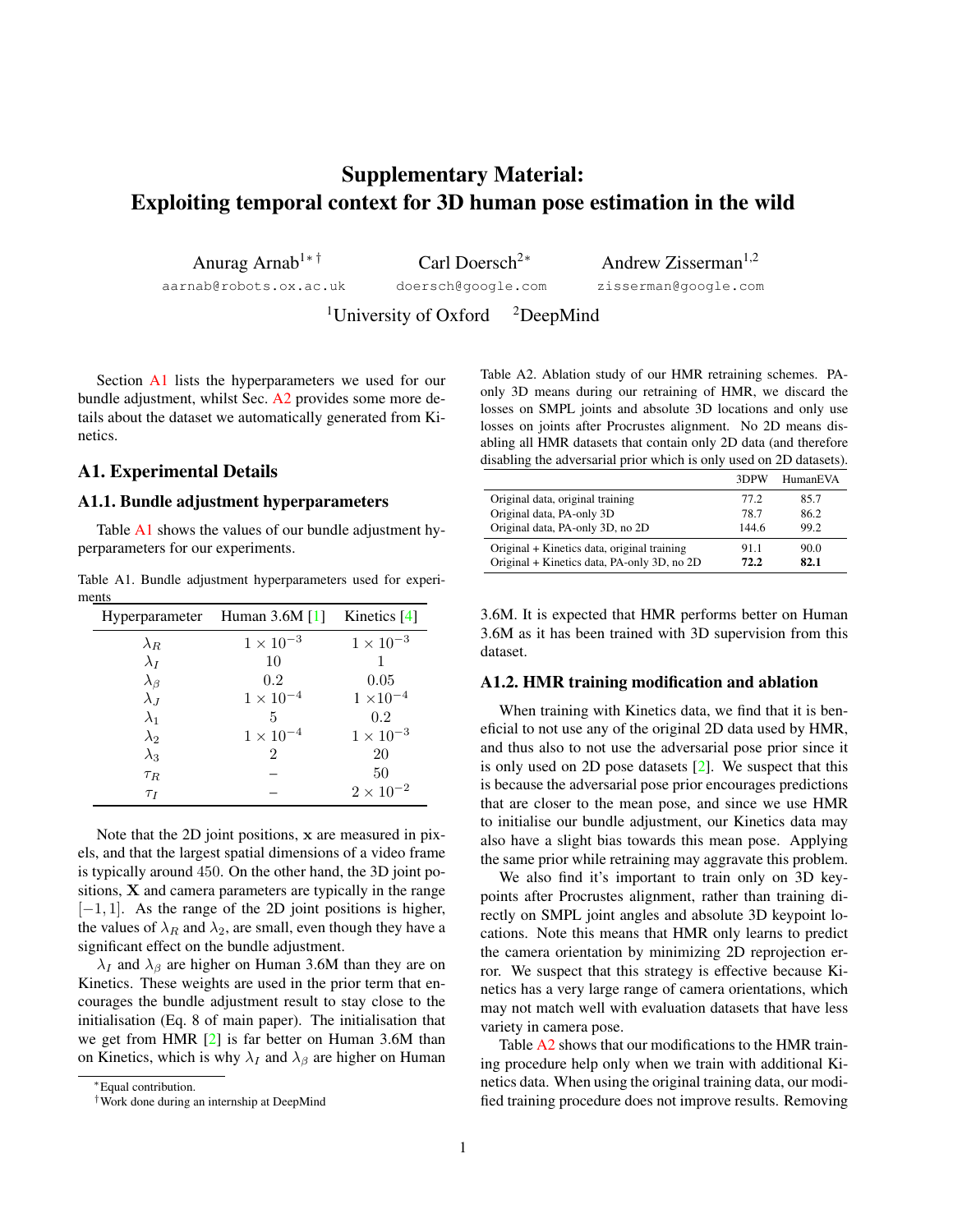# Supplementary Material: Exploiting temporal context for 3D human pose estimation in the wild

Anurag Arnab[1*†] aarnab@robots.ox.ac.uk

Carl Doersch[2*] doersch@google.com

Andrew Zisserman[1,2] zisserman@google.com

[1]University of Oxford [2]DeepMind

Section A1 lists the hyperparameters we used for our bundle adjustment, whilst Sec. A2 provides some more details about the dataset we automatically generated from Kinetics.

## A1. Experimental Details

### A1.1. Bundle adjustment hyperparameters

Table A1 shows the values of our bundle adjustment hyperparameters for our experiments.

Table A1. Bundle adjustment hyperparameters used for experiments

| Hyperparameter | Human 3.6M [1] | Kinetics [4] |
|---|---|---|
| $\lambda_R$ | $1 \times 10^{-3}$ | $1 \times 10^{-3}$ |
| $\lambda_I$ | 10 | 1 |
| $\lambda_\beta$ | 0.2 | 0.05 |
| $\lambda_J$ | $1 \times 10^{-4}$ | $1 \times 10^{-4}$ |
| $\lambda_1$ | 5 | 0.2 |
| $\lambda_2$ | $1 \times 10^{-4}$ | $1 \times 10^{-3}$ |
| $\lambda_3$ | 2 | 20 |
| $\tau_R$ | – | 50 |
| $\tau_I$ | – | $2 \times 10^{-2}$ |

Note that the 2D joint positions, $\mathbf{x}$ are measured in pixels, and that the largest spatial dimensions of a video frame is typically around 450. On the other hand, the 3D joint positions, $\mathbf{X}$ and camera parameters are typically in the range $[-1, 1]$. As the range of the 2D joint positions is higher, the values of $\lambda_R$ and $\lambda_2$, are small, even though they have a significant effect on the bundle adjustment.

$\lambda_I$ and $\lambda_\beta$ are higher on Human 3.6M than they are on Kinetics. These weights are used in the prior term that encourages the bundle adjustment result to stay close to the initialisation (Eq. 8 of main paper). The initialisation that we get from HMR [2] is far better on Human 3.6M than on Kinetics, which is why $\lambda_I$ and $\lambda_\beta$ are higher on Human 3.6M. It is expected that HMR performs better on Human 3.6M as it has been trained with 3D supervision from this dataset.

Table A2. Ablation study of our HMR retraining schemes. PA-only 3D means during our retraining of HMR, we discard the losses on SMPL joints and absolute 3D locations and only use losses on joints after Procrustes alignment. No 2D means disabling all HMR datasets that contain only 2D data (and therefore disabling the adversarial prior which is only used on 2D datasets).

| | 3DPW | HumanEVA |
|---|---|---|
| Original data, original training | 77.2 | 85.7 |
| Original data, PA-only 3D | 78.7 | 86.2 |
| Original data, PA-only 3D, no 2D | 144.6 | 99.2 |
| Original + Kinetics data, original training | 91.1 | 90.0 |
| Original + Kinetics data, PA-only 3D, no 2D | **72.2** | **82.1** |

### A1.2. HMR training modification and ablation

When training with Kinetics data, we find that it is beneficial to not use any of the original 2D data used by HMR, and thus also to not use the adversarial pose prior since it is only used on 2D pose datasets [2]. We suspect that this is because the adversarial pose prior encourages predictions that are closer to the mean pose, and since we use HMR to initialise our bundle adjustment, our Kinetics data may also have a slight bias towards this mean pose. Applying the same prior while retraining may aggravate this problem.

We also find it's important to train only on 3D keypoints after Procrustes alignment, rather than training directly on SMPL joint angles and absolute 3D keypoint locations. Note this means that HMR only learns to predict the camera orientation by minimizing 2D reprojection error. We suspect that this strategy is effective because Kinetics has a very large range of camera orientations, which may not match well with evaluation datasets that have less variety in camera pose.

Table A2 shows that our modifications to the HMR training procedure help only when we train with additional Kinetics data. When using the original training data, our modified training procedure does not improve results. Removing

*Equal contribution.

†Work done during an internship at DeepMind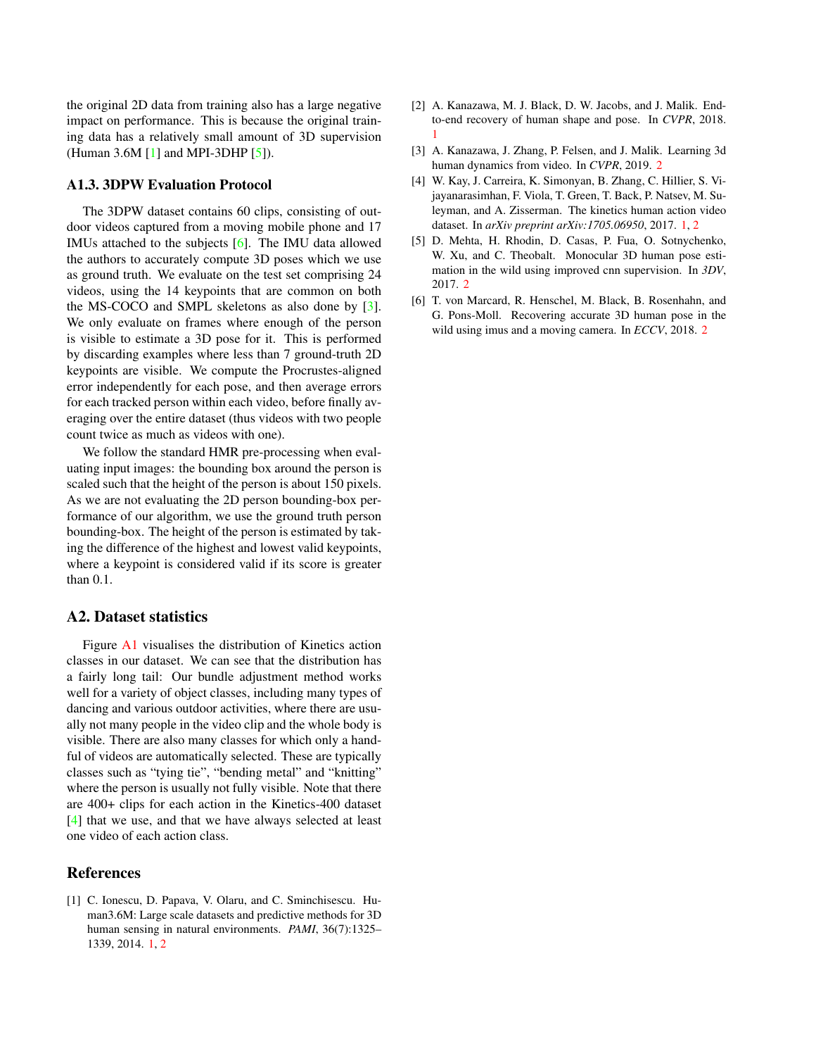the original 2D data from training also has a large negative impact on performance. This is because the original training data has a relatively small amount of 3D supervision (Human 3.6M [1] and MPI-3DHP [5]).

### A1.3. 3DPW Evaluation Protocol

The 3DPW dataset contains 60 clips, consisting of outdoor videos captured from a moving mobile phone and 17 IMUs attached to the subjects [6]. The IMU data allowed the authors to accurately compute 3D poses which we use as ground truth. We evaluate on the test set comprising 24 videos, using the 14 keypoints that are common on both the MS-COCO and SMPL skeletons as also done by [3]. We only evaluate on frames where enough of the person is visible to estimate a 3D pose for it. This is performed by discarding examples where less than 7 ground-truth 2D keypoints are visible. We compute the Procrustes-aligned error independently for each pose, and then average errors for each tracked person within each video, before finally averaging over the entire dataset (thus videos with two people count twice as much as videos with one).

We follow the standard HMR pre-processing when evaluating input images: the bounding box around the person is scaled such that the height of the person is about 150 pixels. As we are not evaluating the 2D person bounding-box performance of our algorithm, we use the ground truth person bounding-box. The height of the person is estimated by taking the difference of the highest and lowest valid keypoints, where a keypoint is considered valid if its score is greater than 0.1.

## A2. Dataset statistics

Figure A1 visualises the distribution of Kinetics action classes in our dataset. We can see that the distribution has a fairly long tail: Our bundle adjustment method works well for a variety of object classes, including many types of dancing and various outdoor activities, where there are usually not many people in the video clip and the whole body is visible. There are also many classes for which only a handful of videos are automatically selected. These are typically classes such as "tying tie", "bending metal" and "knitting" where the person is usually not fully visible. Note that there are 400+ clips for each action in the Kinetics-400 dataset [4] that we use, and that we have always selected at least one video of each action class.

## References

[1] C. Ionescu, D. Papava, V. Olaru, and C. Sminchisescu. Human3.6M: Large scale datasets and predictive methods for 3D human sensing in natural environments. *PAMI*, 36(7):1325–1339, 2014. 1, 2

[2] A. Kanazawa, M. J. Black, D. W. Jacobs, and J. Malik. End-to-end recovery of human shape and pose. In *CVPR*, 2018. 1

[3] A. Kanazawa, J. Zhang, P. Felsen, and J. Malik. Learning 3d human dynamics from video. In *CVPR*, 2019. 2

[4] W. Kay, J. Carreira, K. Simonyan, B. Zhang, C. Hillier, S. Vijayanarasimhan, F. Viola, T. Green, T. Back, P. Natsev, M. Suleyman, and A. Zisserman. The kinetics human action video dataset. In *arXiv preprint arXiv:1705.06950*, 2017. 1, 2

[5] D. Mehta, H. Rhodin, D. Casas, P. Fua, O. Sotnychenko, W. Xu, and C. Theobalt. Monocular 3D human pose estimation in the wild using improved cnn supervision. In *3DV*, 2017. 2

[6] T. von Marcard, R. Henschel, M. Black, B. Rosenhahn, and G. Pons-Moll. Recovering accurate 3D human pose in the wild using imus and a moving camera. In *ECCV*, 2018. 2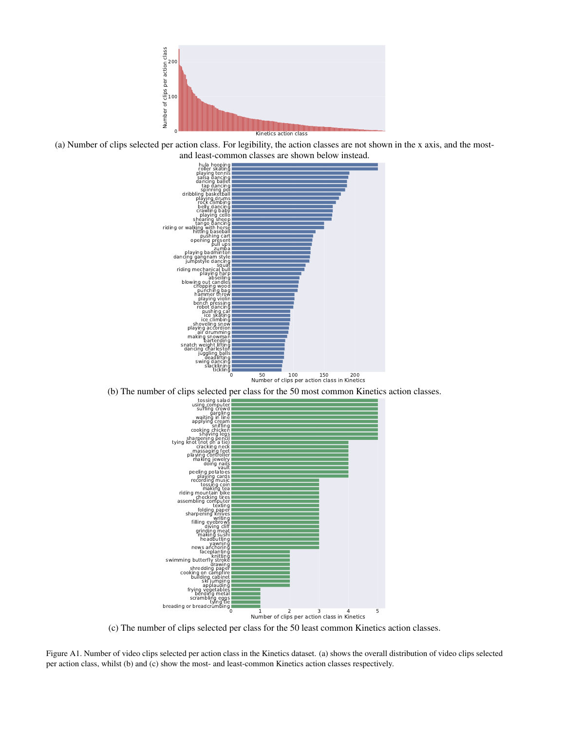Number of clips per action class

200

100

0

Kinetics action class

(a) Number of clips selected per action class. For legibility, the action classes are not shown in the x axis, and the most- and least-common classes are shown below instead.

hula hooping
roller skating
playing tennis
salsa dancing
dancing ballet
tap dancing
spinning poi
dribbling basketball
playing drums
rock climbing
belly dancing
crawling baby
playing cello
shearing sheep
tango dancing
riding or walking with horse
hitting baseball
pushing cart
opening present
pull ups
zumba
playing badminton
dancing gangnam style
jumpstyle dancing
squat
riding mechanical bull
playing harp
abseiling
blowing out candles
chopping wood
punching bag
hammer throw
playing violin
bench pressing
robot dancing
pushing car
ice skating
ice climbing
shoveling snow
playing accordion
air drumming
making snowman
bartending
snatch weight lifting
dancing charleston
juggling balls
deadlifting
swing dancing
slacklining
tickling

0 50 100 150 200

Number of clips per action class in Kinetics

(b) The number of clips selected per class for the 50 most common Kinetics action classes.

tossing salad
using computer
surfing crowd
gargling
waiting in line
applying cream
sniffing
cooking chicken
shaving legs
sharpening pencil
tying knot (not on a tie)
cracking neck
massaging feet
playing controller
making jewelry
doing nails
vault
peeling potatoes
playing cards
recording music
tossing coin
making tea
riding mountain bike
checking tires
assembling computer
texting
folding paper
sharpening knives
writing
filling eyebrows
diving cliff
grinding meat
making sushi
headbutting
yawning
news anchoring
faceplanting
knitting
swimming butterfly stroke
drawing
shredding paper
cooking on campfire
building cabinet
ski jumping
applauding
frying vegetables
bending metal
scrambling eggs
tying tie
breading or breadcrumbing

0 1 2 3 4 5

Number of clips per action class in Kinetics

(c) The number of clips selected per class for the 50 least common Kinetics action classes.

Figure A1. Number of video clips selected per action class in the Kinetics dataset. (a) shows the overall distribution of video clips selected per action class, whilst (b) and (c) show the most- and least-common Kinetics action classes respectively.